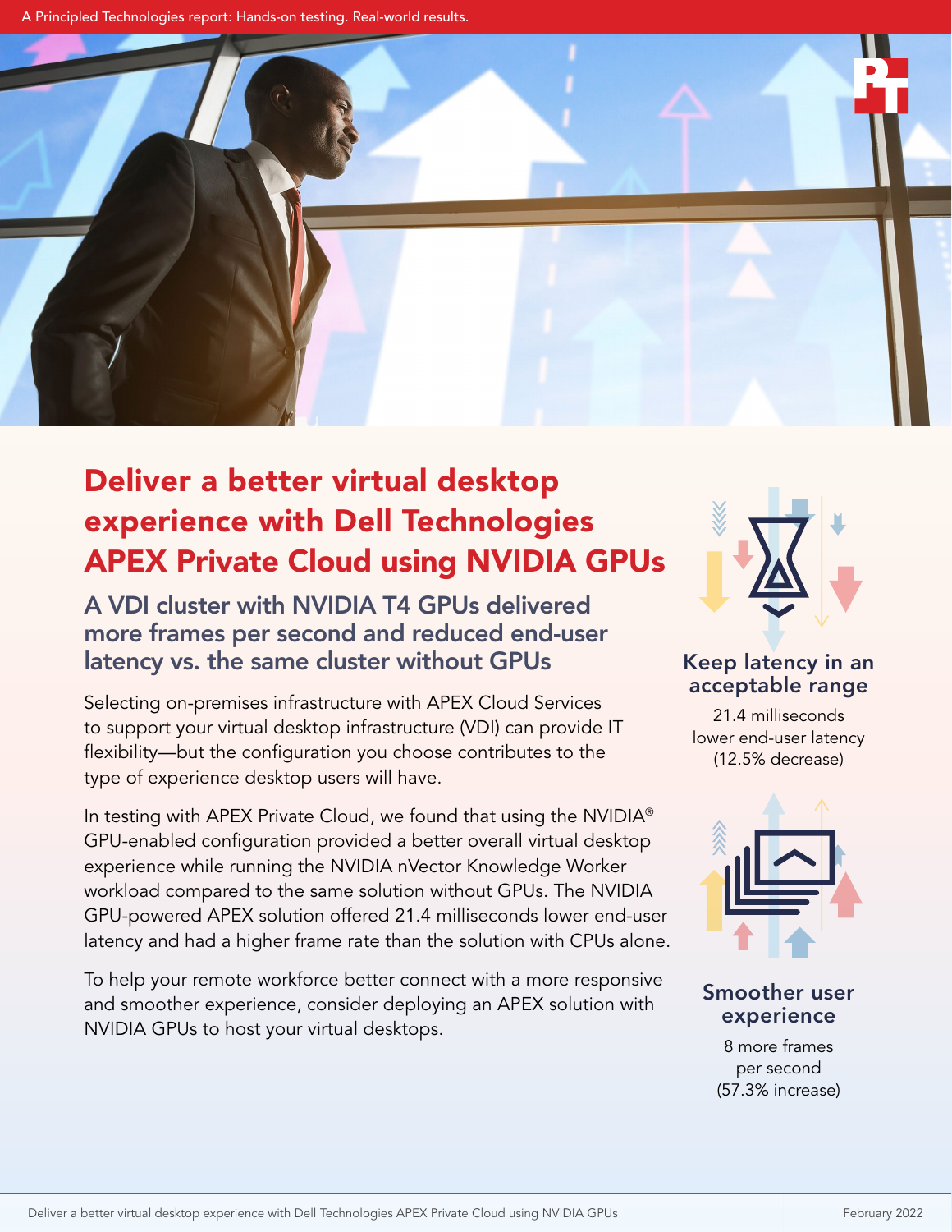# Deliver a better virtual desktop experience with Dell Technologies APEX Private Cloud using NVIDIA GPUs

## A VDI cluster with NVIDIA T4 GPUs delivered more frames per second and reduced end-user latency vs. the same cluster without GPUs

Selecting on-premises infrastructure with APEX Cloud Services to support your virtual desktop infrastructure (VDI) can provide IT flexibility—but the configuration you choose contributes to the type of experience desktop users will have.

In testing with APEX Private Cloud, we found that using the NVIDIA® GPU-enabled configuration provided a better overall virtual desktop experience while running the NVIDIA nVector Knowledge Worker workload compared to the same solution without GPUs. The NVIDIA GPU-powered APEX solution offered 21.4 milliseconds lower end-user latency and had a higher frame rate than the solution with CPUs alone.

To help your remote workforce better connect with a more responsive and smoother experience, consider deploying an APEX solution with NVIDIA GPUs to host your virtual desktops.

### Keep latency in an acceptable range

21.4 milliseconds lower end-user latency (12.5% decrease)

### Smoother user experience

8 more frames per second (57.3% increase)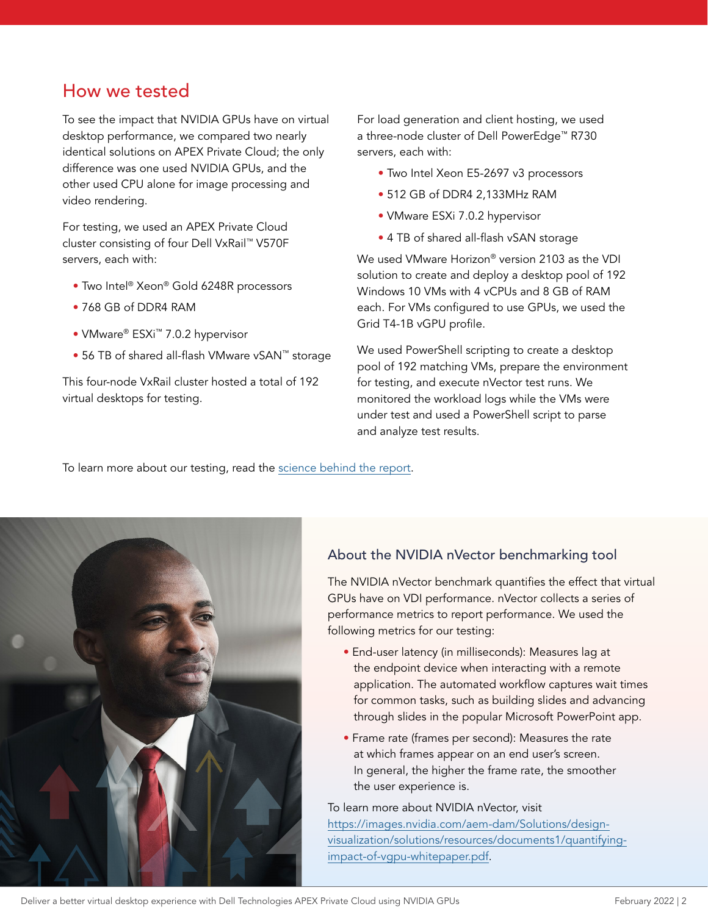## How we tested

To see the impact that NVIDIA GPUs have on virtual desktop performance, we compared two nearly identical solutions on APEX Private Cloud; the only difference was one used NVIDIA GPUs, and the other used CPU alone for image processing and video rendering.

For testing, we used an APEX Private Cloud cluster consisting of four Dell VxRail™ V570F servers, each with:

- Two Intel® Xeon® Gold 6248R processors
- 768 GB of DDR4 RAM
- VMware® ESXi™ 7.0.2 hypervisor
- 56 TB of shared all-flash VMware vSAN™ storage

This four-node VxRail cluster hosted a total of 192 virtual desktops for testing.

For load generation and client hosting, we used a three-node cluster of Dell PowerEdge™ R730 servers, each with:

- Two Intel Xeon E5-2697 v3 processors
- 512 GB of DDR4 2,133MHz RAM
- VMware ESXi 7.0.2 hypervisor
- 4 TB of shared all-flash vSAN storage

We used VMware Horizon® version 2103 as the VDI solution to create and deploy a desktop pool of 192 Windows 10 VMs with 4 vCPUs and 8 GB of RAM each. For VMs configured to use GPUs, we used the Grid T4-1B vGPU profile.

We used PowerShell scripting to create a desktop pool of 192 matching VMs, prepare the environment for testing, and execute nVector test runs. We monitored the workload logs while the VMs were under test and used a PowerShell script to parse and analyze test results.

To learn more about our testing, read the science behind the report.

### About the NVIDIA nVector benchmarking tool

The NVIDIA nVector benchmark quantifies the effect that virtual GPUs have on VDI performance. nVector collects a series of performance metrics to report performance. We used the following metrics for our testing:

- End-user latency (in milliseconds): Measures lag at the endpoint device when interacting with a remote application. The automated workflow captures wait times for common tasks, such as building slides and advancing through slides in the popular Microsoft PowerPoint app.
- Frame rate (frames per second): Measures the rate at which frames appear on an end user's screen. In general, the higher the frame rate, the smoother the user experience is.

To learn more about NVIDIA nVector, visit https://images.nvidia.com/aem-dam/Solutions/design-visualization/solutions/resources/documents1/quantifying-impact-of-vgpu-whitepaper.pdf.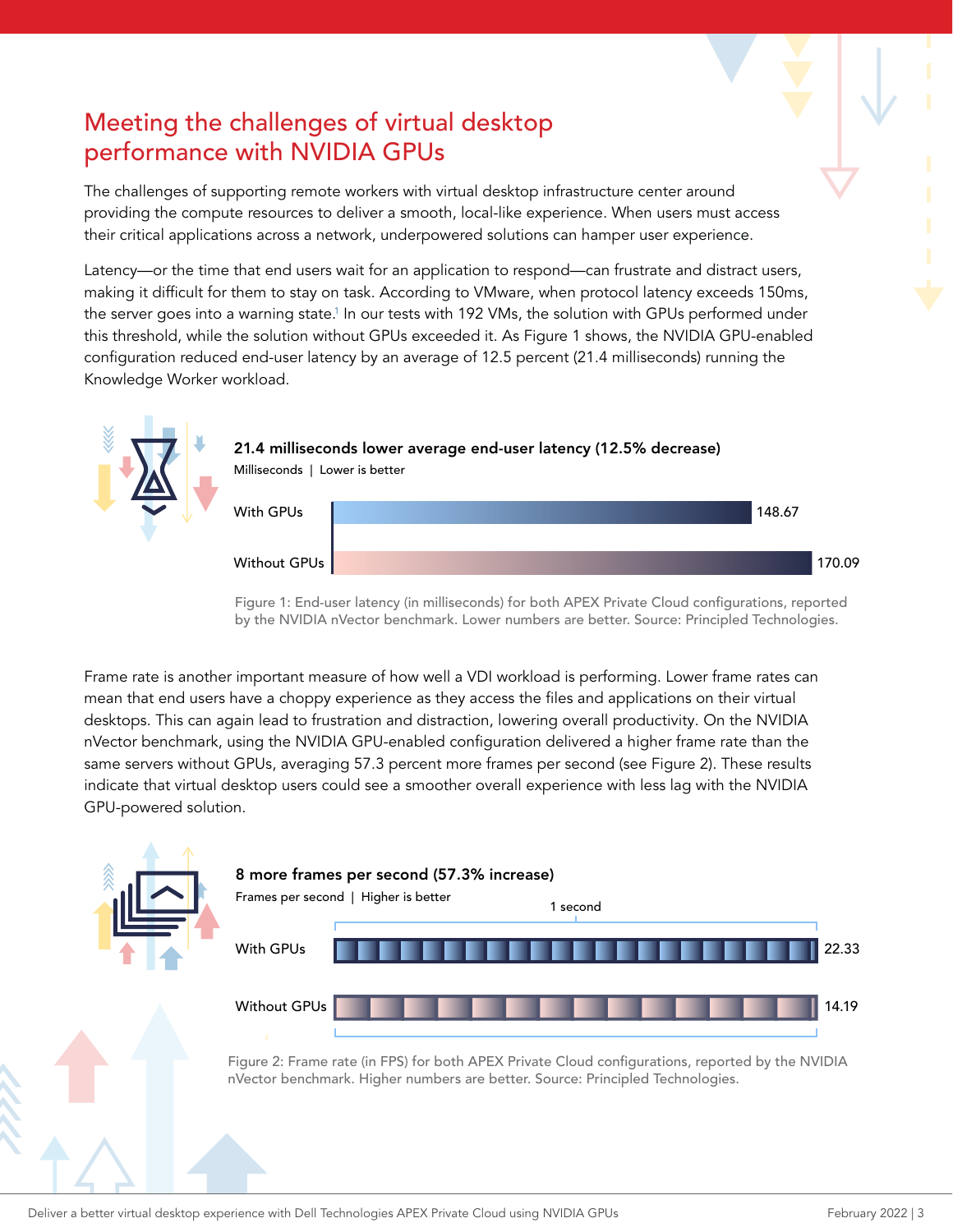## Meeting the challenges of virtual desktop performance with NVIDIA GPUs

The challenges of supporting remote workers with virtual desktop infrastructure center around providing the compute resources to deliver a smooth, local-like experience. When users must access their critical applications across a network, underpowered solutions can hamper user experience.

Latency—or the time that end users wait for an application to respond—can frustrate and distract users, making it difficult for them to stay on task. According to VMware, when protocol latency exceeds 150ms, the server goes into a warning state.[1] In our tests with 192 VMs, the solution with GPUs performed under this threshold, while the solution without GPUs exceeded it. As Figure 1 shows, the NVIDIA GPU-enabled configuration reduced end-user latency by an average of 12.5 percent (21.4 milliseconds) running the Knowledge Worker workload.

**21.4 milliseconds lower average end-user latency (12.5% decrease)**

Milliseconds | Lower is better

| Configuration | Milliseconds |
|---|---|
| With GPUs | 148.67 |
| Without GPUs | 170.09 |

Figure 1: End-user latency (in milliseconds) for both APEX Private Cloud configurations, reported by the NVIDIA nVector benchmark. Lower numbers are better. Source: Principled Technologies.

Frame rate is another important measure of how well a VDI workload is performing. Lower frame rates can mean that end users have a choppy experience as they access the files and applications on their virtual desktops. This can again lead to frustration and distraction, lowering overall productivity. On the NVIDIA nVector benchmark, using the NVIDIA GPU-enabled configuration delivered a higher frame rate than the same servers without GPUs, averaging 57.3 percent more frames per second (see Figure 2). These results indicate that virtual desktop users could see a smoother overall experience with less lag with the NVIDIA GPU-powered solution.

**8 more frames per second (57.3% increase)**

Frames per second | Higher is better

1 second

| Configuration | Frames per second |
|---|---|
| With GPUs | 22.33 |
| Without GPUs | 14.19 |

Figure 2: Frame rate (in FPS) for both APEX Private Cloud configurations, reported by the NVIDIA nVector benchmark. Higher numbers are better. Source: Principled Technologies.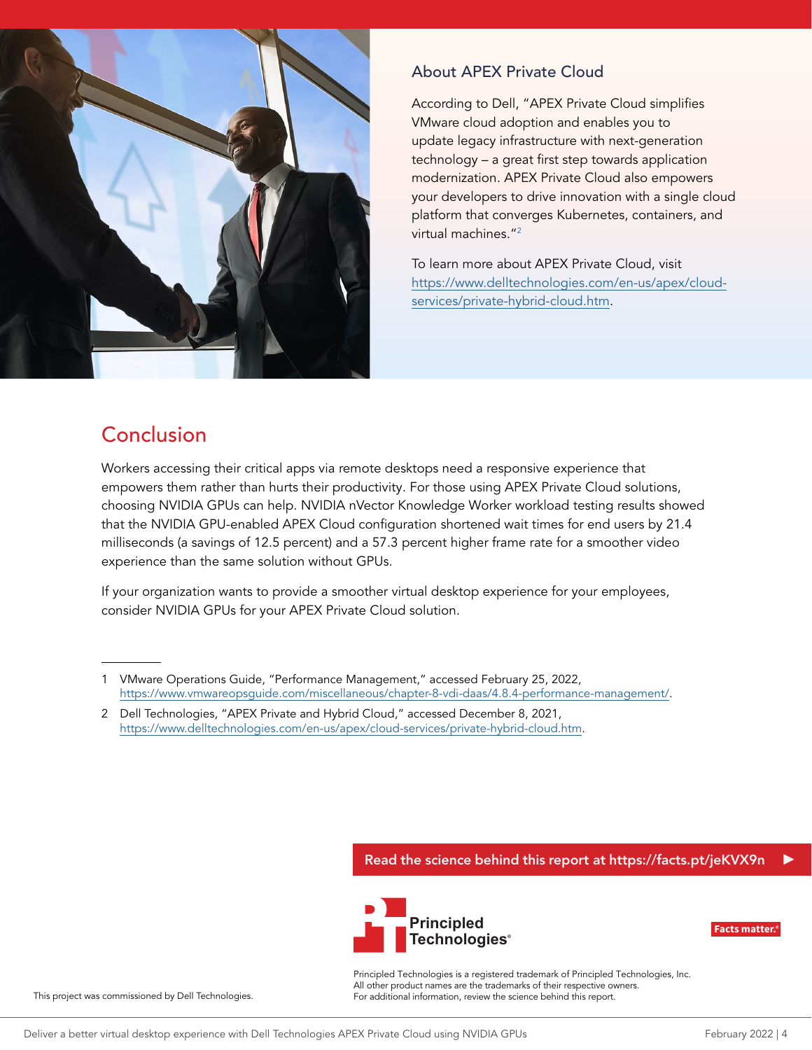## About APEX Private Cloud

According to Dell, "APEX Private Cloud simplifies VMware cloud adoption and enables you to update legacy infrastructure with next-generation technology – a great first step towards application modernization. APEX Private Cloud also empowers your developers to drive innovation with a single cloud platform that converges Kubernetes, containers, and virtual machines."[2]

To learn more about APEX Private Cloud, visit https://www.delltechnologies.com/en-us/apex/cloud-services/private-hybrid-cloud.htm.

## Conclusion

Workers accessing their critical apps via remote desktops need a responsive experience that empowers them rather than hurts their productivity. For those using APEX Private Cloud solutions, choosing NVIDIA GPUs can help. NVIDIA nVector Knowledge Worker workload testing results showed that the NVIDIA GPU-enabled APEX Cloud configuration shortened wait times for end users by 21.4 milliseconds (a savings of 12.5 percent) and a 57.3 percent higher frame rate for a smoother video experience than the same solution without GPUs.

If your organization wants to provide a smoother virtual desktop experience for your employees, consider NVIDIA GPUs for your APEX Private Cloud solution.

---

1 VMware Operations Guide, "Performance Management," accessed February 25, 2022, https://www.vmwareopsguide.com/miscellaneous/chapter-8-vdi-daas/4.8.4-performance-management/.

2 Dell Technologies, "APEX Private and Hybrid Cloud," accessed December 8, 2021, https://www.delltechnologies.com/en-us/apex/cloud-services/private-hybrid-cloud.htm.

**Read the science behind this report at https://facts.pt/jeKVX9n ►**

Principled Technologies®

Facts matter.®

This project was commissioned by Dell Technologies.

Principled Technologies is a registered trademark of Principled Technologies, Inc.
All other product names are the trademarks of their respective owners.
For additional information, review the science behind this report.